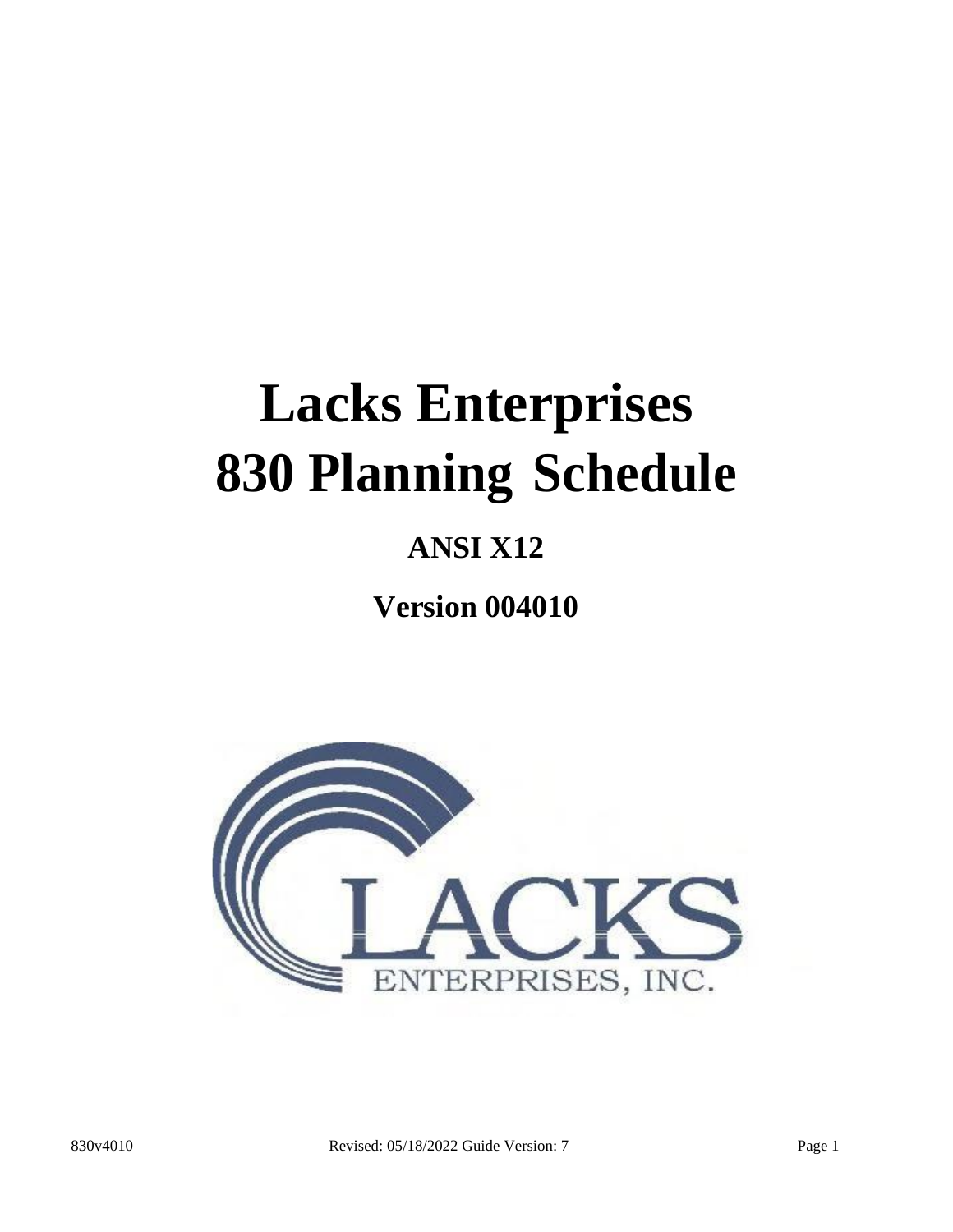# Lacks Enterprises
# 830 Planning Schedule

## ANSI X12

## Version 004010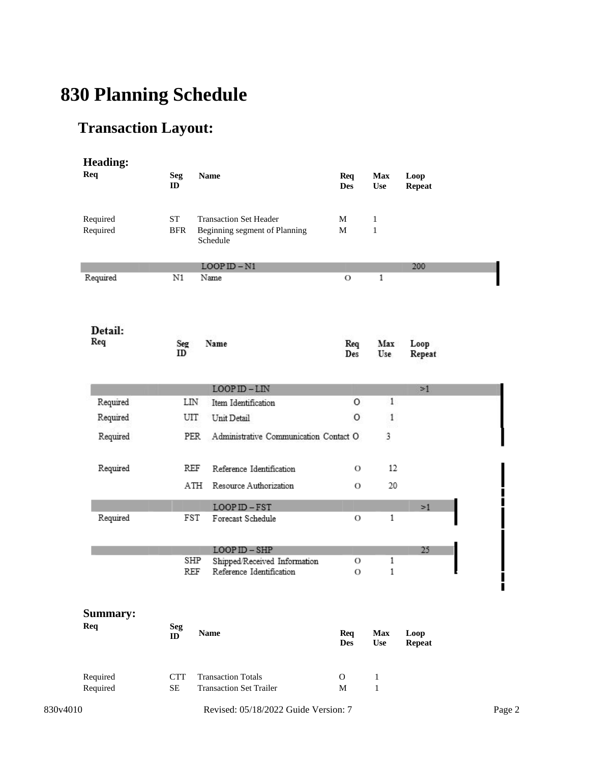# 830 Planning Schedule

## Transaction Layout:

### Heading:

| Req | Seg ID | Name | Req Des | Max Use | Loop Repeat |
|---|---|---|---|---|---|
| Required | ST | Transaction Set Header | M | 1 | |
| Required | BFR | Beginning segment of Planning Schedule | M | 1 | |
| | | LOOP ID – N1 | | | 200 |
| Required | N1 | Name | O | 1 | |

### Detail:

| Req | Seg ID | Name | Req Des | Max Use | Loop Repeat |
|---|---|---|---|---|---|
| | | LOOP ID – LIN | | | >1 |
| Required | LIN | Item Identification | O | 1 | |
| Required | UIT | Unit Detail | O | 1 | |
| Required | PER | Administrative Communication Contact | O | 3 | |
| Required | REF | Reference Identification | O | 12 | |
| | ATH | Resource Authorization | O | 20 | |
| | | LOOP ID – FST | | | >1 |
| Required | FST | Forecast Schedule | O | 1 | |
| | | LOOP ID – SHP | | | 25 |
| | SHP | Shipped/Received Information | O | 1 | |
| | REF | Reference Identification | O | 1 | |

### Summary:

| Req | Seg ID | Name | Req Des | Max Use | Loop Repeat |
|---|---|---|---|---|---|
| Required | CTT | Transaction Totals | O | 1 | |
| Required | SE | Transaction Set Trailer | M | 1 | |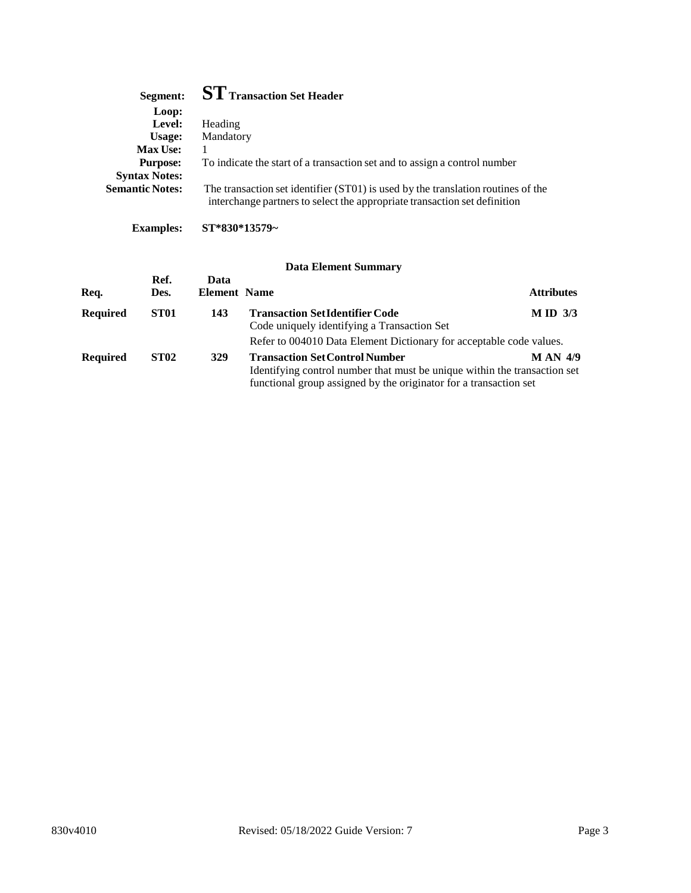# ST Transaction Set Header

**Segment:** ST Transaction Set Header
**Loop:**
**Level:** Heading
**Usage:** Mandatory
**Max Use:** 1
**Purpose:** To indicate the start of a transaction set and to assign a control number
**Syntax Notes:**
**Semantic Notes:** The transaction set identifier (ST01) is used by the translation routines of the interchange partners to select the appropriate transaction set definition

**Examples:** **ST*830*13579~**

### Data Element Summary

| Req. | Ref. Des. | Data Element | Name | Attributes |
|---|---|---|---|---|
| **Required** | **ST01** | **143** | **Transaction Set Identifier Code**<br>Code uniquely identifying a Transaction Set<br>Refer to 004010 Data Element Dictionary for acceptable code values. | **M ID 3/3** |
| **Required** | **ST02** | **329** | **Transaction Set Control Number**<br>Identifying control number that must be unique within the transaction set functional group assigned by the originator for a transaction set | **M AN 4/9** |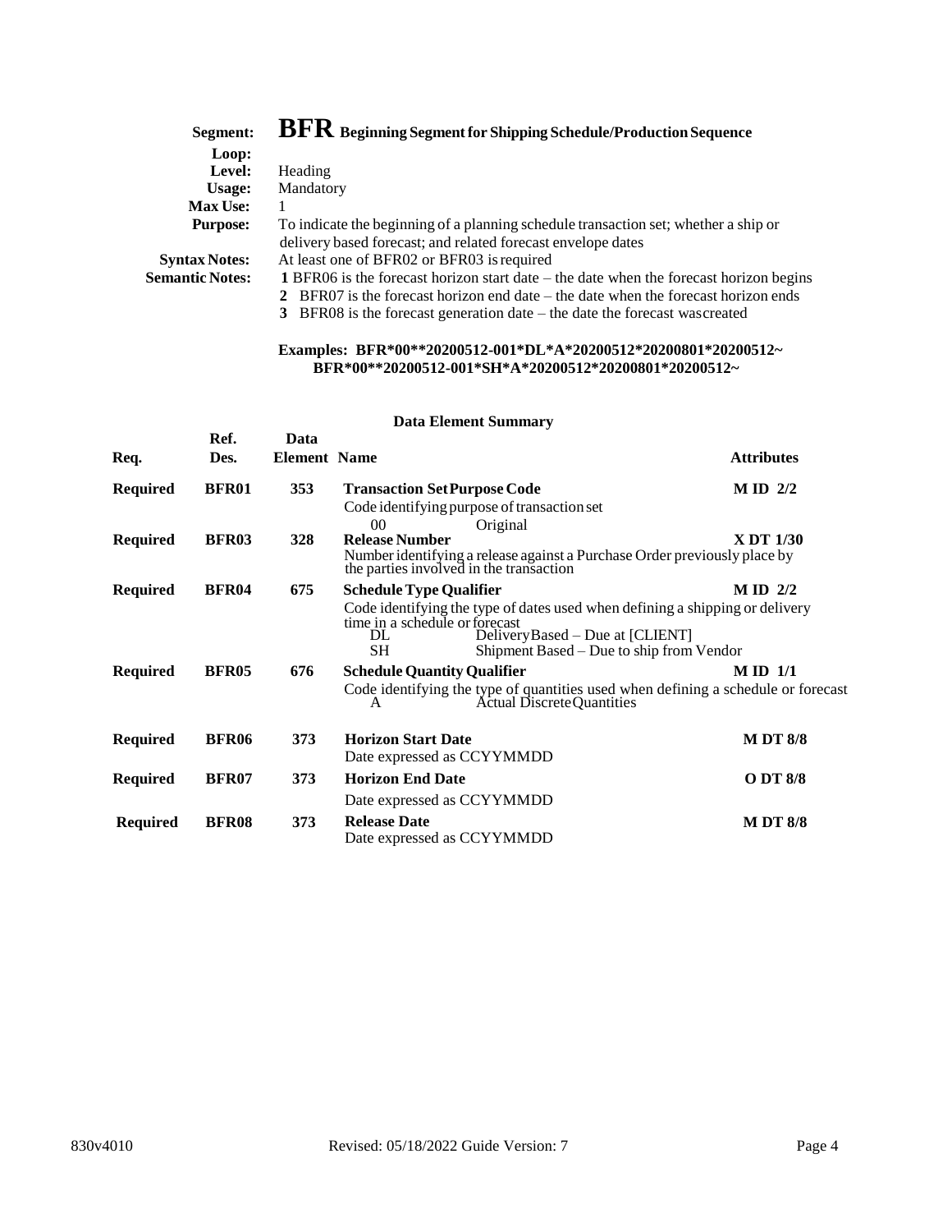**Segment:** **BFR** **Beginning Segment for Shipping Schedule/Production Sequence**

**Loop:**

**Level:** Heading

**Usage:** Mandatory

**Max Use:** 1

**Purpose:** To indicate the beginning of a planning schedule transaction set; whether a ship or delivery based forecast; and related forecast envelope dates

**Syntax Notes:** At least one of BFR02 or BFR03 is required

**Semantic Notes:**
**1** BFR06 is the forecast horizon start date – the date when the forecast horizon begins
**2** BFR07 is the forecast horizon end date – the date when the forecast horizon ends
**3** BFR08 is the forecast generation date – the date the forecast wascreated

**Examples: BFR*00**20200512-001*DL*A*20200512*20200801*20200512~**
**BFR*00**20200512-001*SH*A*20200512*20200801*20200512~**

### Data Element Summary

| Req. | Ref. Des. | Data Element | Name | Attributes |
|---|---|---|---|---|
| **Required** | **BFR01** | **353** | **Transaction Set Purpose Code**<br>Code identifying purpose of transaction set<br>00 Original | **M ID 2/2** |
| **Required** | **BFR03** | **328** | **Release Number**<br>Number identifying a release against a Purchase Order previously place by the parties involved in the transaction | **X DT 1/30** |
| **Required** | **BFR04** | **675** | **Schedule Type Qualifier**<br>Code identifying the type of dates used when defining a shipping or delivery time in a schedule or forecast<br>DL DeliveryBased – Due at [CLIENT]<br>SH Shipment Based – Due to ship from Vendor | **M ID 2/2** |
| **Required** | **BFR05** | **676** | **Schedule Quantity Qualifier**<br>Code identifying the type of quantities used when defining a schedule or forecast<br>A Actual Discrete Quantities | **M ID 1/1** |
| **Required** | **BFR06** | **373** | **Horizon Start Date**<br>Date expressed as CCYYMMDD | **M DT 8/8** |
| **Required** | **BFR07** | **373** | **Horizon End Date**<br>Date expressed as CCYYMMDD | **O DT 8/8** |
| **Required** | **BFR08** | **373** | **Release Date**<br>Date expressed as CCYYMMDD | **M DT 8/8** |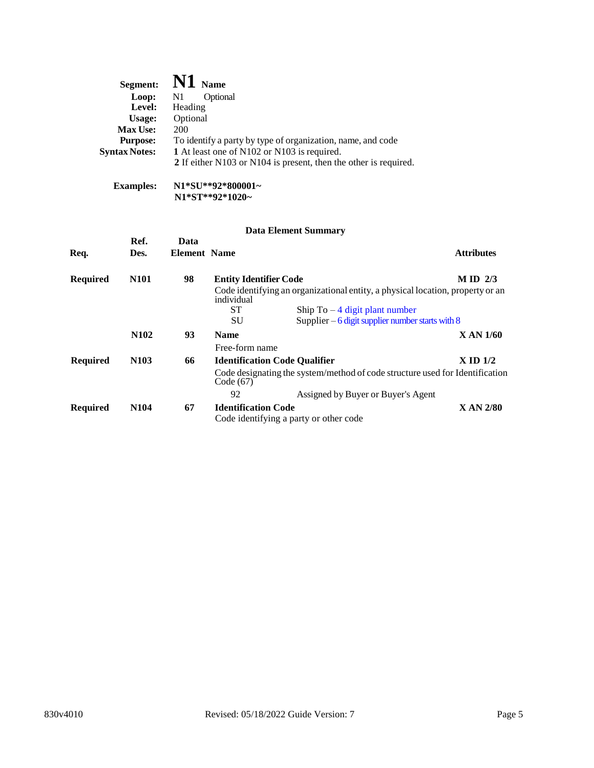**Segment:** **N1** **Name**

**Loop:** N1 Optional

**Level:** Heading

**Usage:** Optional

**Max Use:** 200

**Purpose:** To identify a party by type of organization, name, and code

**Syntax Notes:** **1** At least one of N102 or N103 is required.
**2** If either N103 or N104 is present, then the other is required.

**Examples:** **N1*SU**92*800001~**
**N1*ST**92*1020~**

### Data Element Summary

| Req. | Ref. Des. | Data Element | Name | | Attributes |
|---|---|---|---|---|---|
| **Required** | **N101** | **98** | **Entity Identifier Code** | | **M ID 2/3** |
| | | | Code identifying an organizational entity, a physical location, property or an individual | | |
| | | | ST | Ship To – 4 digit plant number | |
| | | | SU | Supplier – 6 digit supplier number starts with 8 | |
| | **N102** | **93** | **Name** | | **X AN 1/60** |
| | | | Free-form name | | |
| **Required** | **N103** | **66** | **Identification Code Qualifier** | | **X ID 1/2** |
| | | | Code designating the system/method of code structure used for Identification Code (67) | | |
| | | | 92 | Assigned by Buyer or Buyer's Agent | |
| **Required** | **N104** | **67** | **Identification Code** | | **X AN 2/80** |
| | | | Code identifying a party or other code | | |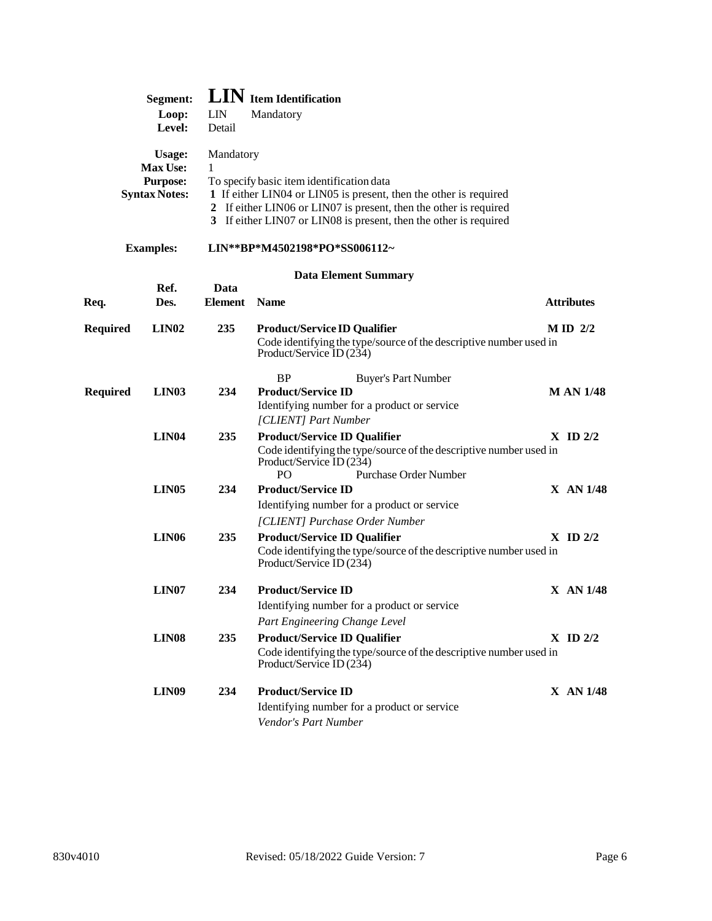**Segment:** **LIN** **Item Identification**
**Loop:** LIN Mandatory
**Level:** Detail

**Usage:** Mandatory
**Max Use:** 1
**Purpose:** To specify basic item identification data
**Syntax Notes:**
**1** If either LIN04 or LIN05 is present, then the other is required
**2** If either LIN06 or LIN07 is present, then the other is required
**3** If either LIN07 or LIN08 is present, then the other is required

**Examples:** **LIN**\*\*BP\*M4502198\*PO\*SS006112~**

## Data Element Summary

| Req. | Ref. Des. | Data Element | Name | Attributes |
|---|---|---|---|---|
| **Required** | **LIN02** | **235** | **Product/Service ID Qualifier**<br>Code identifying the type/source of the descriptive number used in Product/Service ID (234)<br>BP Buyer's Part Number | **M ID 2/2** |
| **Required** | **LIN03** | **234** | **Product/Service ID**<br>Identifying number for a product or service<br>*[CLIENT] Part Number* | **M AN 1/48** |
| | **LIN04** | **235** | **Product/Service ID Qualifier**<br>Code identifying the type/source of the descriptive number used in Product/Service ID (234)<br>PO Purchase Order Number | **X ID 2/2** |
| | **LIN05** | **234** | **Product/Service ID**<br>Identifying number for a product or service<br>*[CLIENT] Purchase Order Number* | **X AN 1/48** |
| | **LIN06** | **235** | **Product/Service ID Qualifier**<br>Code identifying the type/source of the descriptive number used in Product/Service ID (234) | **X ID 2/2** |
| | **LIN07** | **234** | **Product/Service ID**<br>Identifying number for a product or service<br>*Part Engineering Change Level* | **X AN 1/48** |
| | **LIN08** | **235** | **Product/Service ID Qualifier**<br>Code identifying the type/source of the descriptive number used in Product/Service ID (234) | **X ID 2/2** |
| | **LIN09** | **234** | **Product/Service ID**<br>Identifying number for a product or service<br>*Vendor's Part Number* | **X AN 1/48** |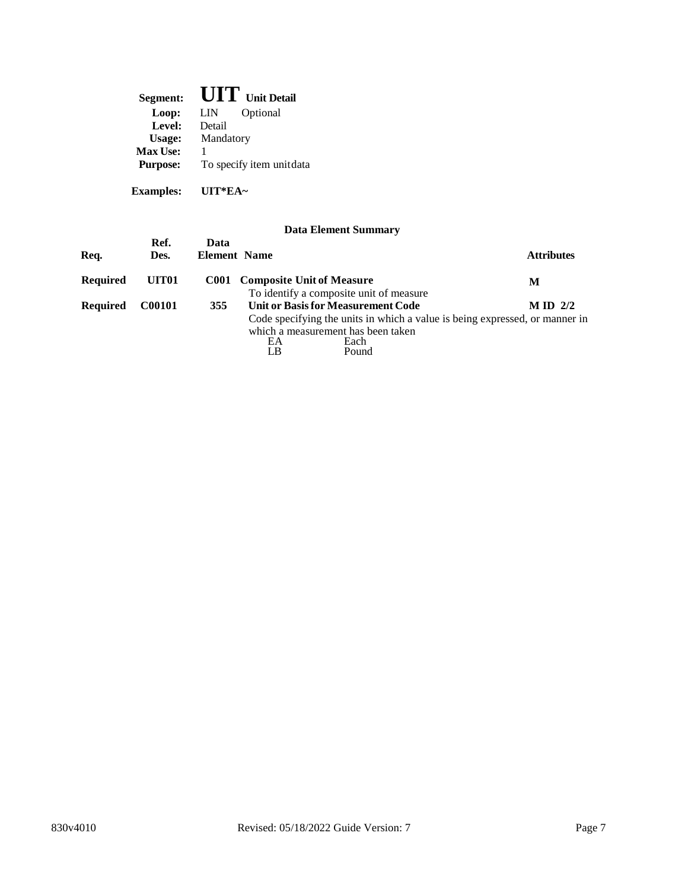**Segment:** **UIT** **Unit Detail**
**Loop:** LIN Optional
**Level:** Detail
**Usage:** Mandatory
**Max Use:** 1
**Purpose:** To specify item unit data

**Examples:** **UIT*EA~**

### Data Element Summary

| Req. | Ref. Des. | Data Element | Name | Attributes |
|---|---|---|---|---|
| **Required** | **UIT01** | **C001** | **Composite Unit of Measure**<br>To identify a composite unit of measure | **M** |
| **Required** | **C00101** | **355** | **Unit or Basis for Measurement Code**<br>Code specifying the units in which a value is being expressed, or manner in which a measurement has been taken<br>EA Each<br>LB Pound | **M ID 2/2** |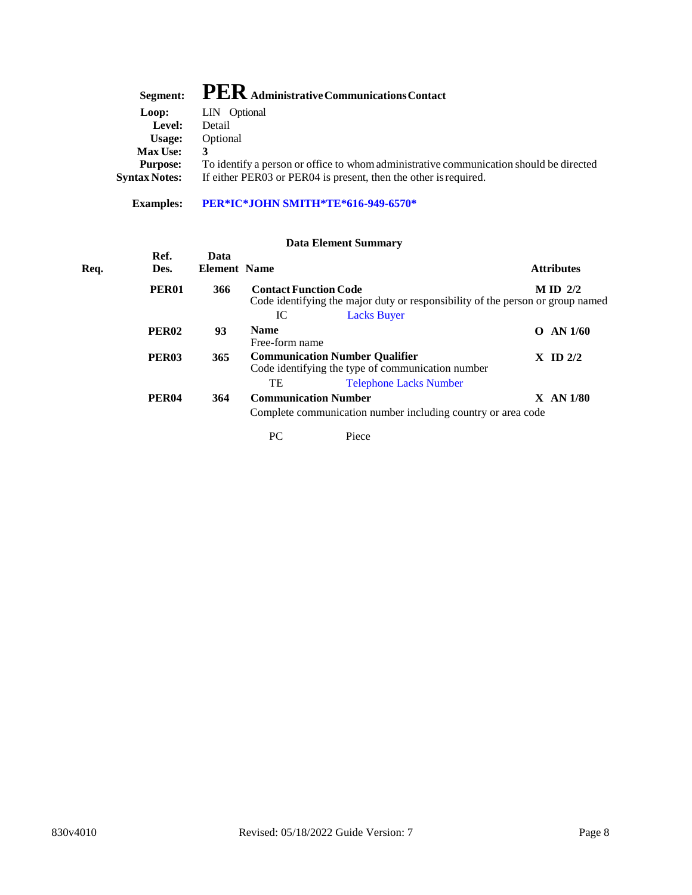**Segment:** **PER** Administrative Communications Contact

**Loop:** LIN Optional

**Level:** Detail

**Usage:** Optional

**Max Use:** 3

**Purpose:** To identify a person or office to whom administrative communication should be directed

**Syntax Notes:** If either PER03 or PER04 is present, then the other is required.

**Examples:** **PER*IC*JOHN SMITH*TE*616-949-6570***

### Data Element Summary

| Req. | Ref. Des. | Data Element | Name | Attributes |
|---|---|---|---|---|
| | **PER01** | **366** | **Contact Function Code**<br>Code identifying the major duty or responsibility of the person or group named<br>IC Lacks Buyer | **M ID 2/2** |
| | **PER02** | **93** | **Name**<br>Free-form name | **O AN 1/60** |
| | **PER03** | **365** | **Communication Number Qualifier**<br>Code identifying the type of communication number<br>TE Telephone Lacks Number | **X ID 2/2** |
| | **PER04** | **364** | **Communication Number**<br>Complete communication number including country or area code<br>PC Piece | **X AN 1/80** |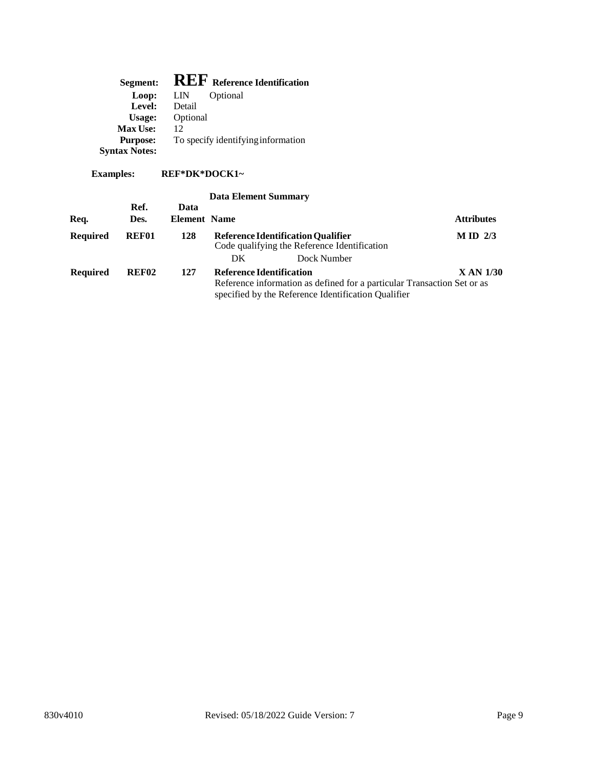**Segment:** **REF** **Reference Identification**
**Loop:** LIN Optional
**Level:** Detail
**Usage:** Optional
**Max Use:** 12
**Purpose:** To specify identifying information
**Syntax Notes:**

**Examples:** **REF*DK*DOCK1~**

**Data Element Summary**

| Req. | Ref. Des. | Data Element | Name | Attributes |
|---|---|---|---|---|
| **Required** | **REF01** | **128** | **Reference Identification Qualifier**<br>Code qualifying the Reference Identification<br>DK Dock Number | **M ID 2/3** |
| **Required** | **REF02** | **127** | **Reference Identification**<br>Reference information as defined for a particular Transaction Set or as specified by the Reference Identification Qualifier | **X AN 1/30** |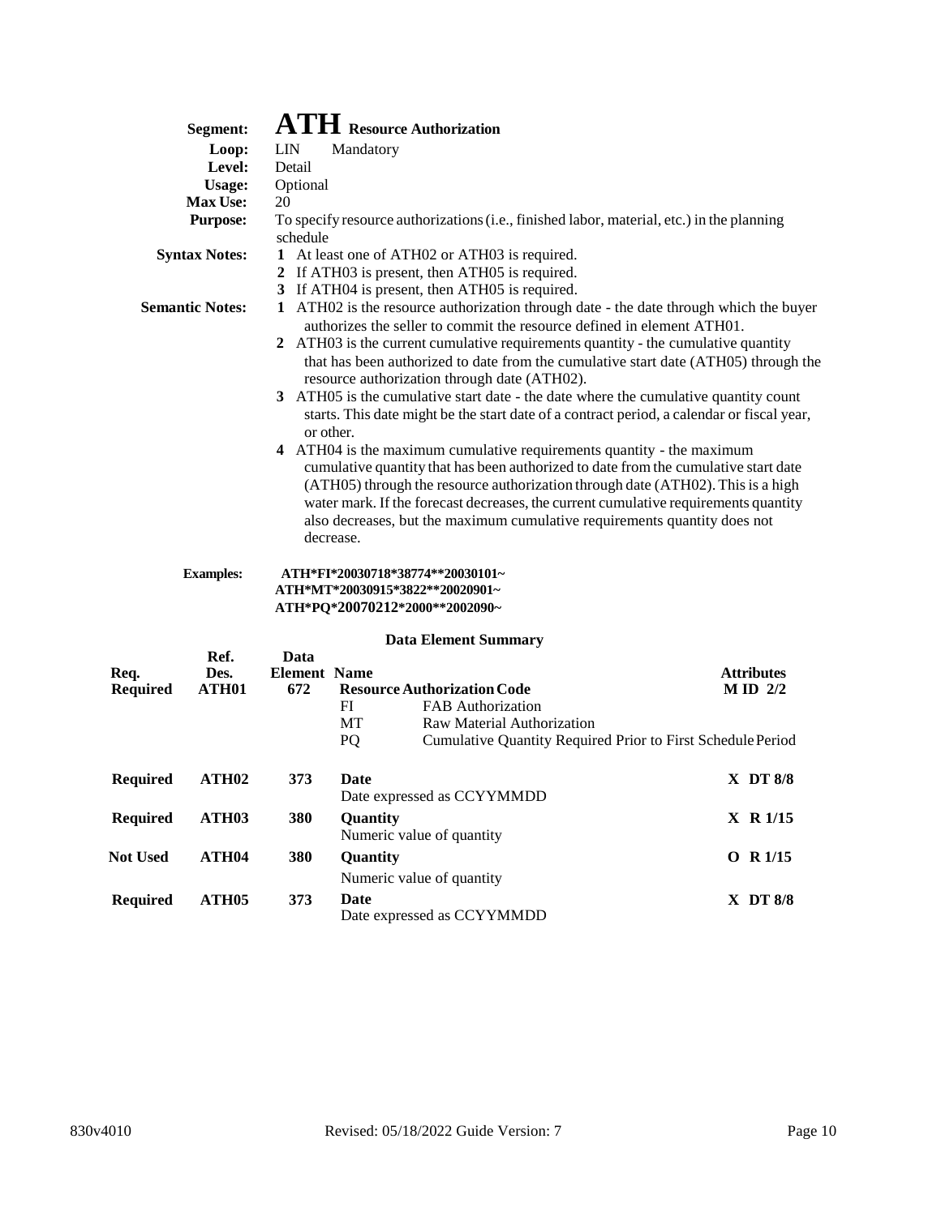# Segment: ATH Resource Authorization

**Loop:** LIN Mandatory
**Level:** Detail
**Usage:** Optional
**Max Use:** 20
**Purpose:** To specify resource authorizations (i.e., finished labor, material, etc.) in the planning schedule

**Syntax Notes:**
1. At least one of ATH02 or ATH03 is required.
2. If ATH03 is present, then ATH05 is required.
3. If ATH04 is present, then ATH05 is required.

**Semantic Notes:**
1. ATH02 is the resource authorization through date - the date through which the buyer authorizes the seller to commit the resource defined in element ATH01.
2. ATH03 is the current cumulative requirements quantity - the cumulative quantity that has been authorized to date from the cumulative start date (ATH05) through the resource authorization through date (ATH02).
3. ATH05 is the cumulative start date - the date where the cumulative quantity count starts. This date might be the start date of a contract period, a calendar or fiscal year, or other.
4. ATH04 is the maximum cumulative requirements quantity - the maximum cumulative quantity that has been authorized to date from the cumulative start date (ATH05) through the resource authorization through date (ATH02). This is a high water mark. If the forecast decreases, the current cumulative requirements quantity also decreases, but the maximum cumulative requirements quantity does not decrease.

**Examples:**

```
ATH*FI*20030718*38774**20030101~
ATH*MT*20030915*3822**20020901~
ATH*PQ*20070212*2000**2002090~
```

## Data Element Summary

| Req. | Ref. Des. | Data Element | Name | Attributes |
|---|---|---|---|---|
| Required | ATH01 | 672 | **Resource Authorization Code** | M ID 2/2 |
| | | | FI FAB Authorization | |
| | | | MT Raw Material Authorization | |
| | | | PQ Cumulative Quantity Required Prior to First Schedule Period | |
| Required | ATH02 | 373 | **Date** Date expressed as CCYYMMDD | X DT 8/8 |
| Required | ATH03 | 380 | **Quantity** Numeric value of quantity | X R 1/15 |
| Not Used | ATH04 | 380 | **Quantity** Numeric value of quantity | O R 1/15 |
| Required | ATH05 | 373 | **Date** Date expressed as CCYYMMDD | X DT 8/8 |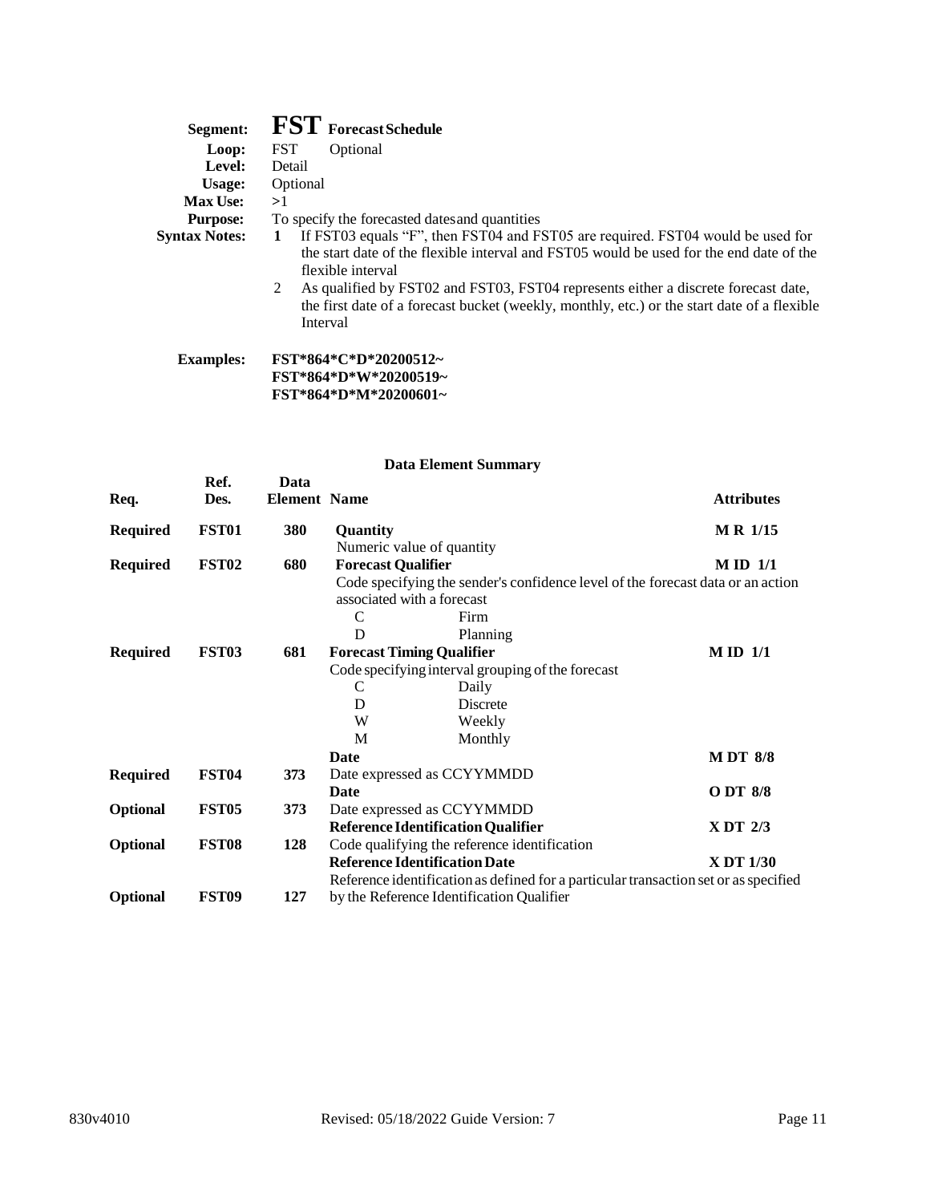**Segment:** **FST** Forecast Schedule
**Loop:** FST Optional
**Level:** Detail
**Usage:** Optional
**Max Use:** >1
**Purpose:** To specify the forecasted dates and quantities
**Syntax Notes:**

1. If FST03 equals "F", then FST04 and FST05 are required. FST04 would be used for the start date of the flexible interval and FST05 would be used for the end date of the flexible interval
2. As qualified by FST02 and FST03, FST04 represents either a discrete forecast date, the first date of a forecast bucket (weekly, monthly, etc.) or the start date of a flexible Interval

**Examples:**
**FST*864*C*D*20200512~**
**FST*864*D*W*20200519~**
**FST*864*D*M*20200601~**

### Data Element Summary

| Req. | Ref. Des. | Data Element | Name | Attributes |
|---|---|---|---|---|
| **Required** | **FST01** | **380** | **Quantity**<br>Numeric value of quantity | **M R 1/15** |
| **Required** | **FST02** | **680** | **Forecast Qualifier**<br>Code specifying the sender's confidence level of the forecast data or an action associated with a forecast<br>C Firm<br>D Planning | **M ID 1/1** |
| **Required** | **FST03** | **681** | **Forecast Timing Qualifier**<br>Code specifying interval grouping of the forecast<br>C Daily<br>D Discrete<br>W Weekly<br>M Monthly | **M ID 1/1** |
| **Required** | **FST04** | **373** | **Date**<br>Date expressed as CCYYMMDD | **M DT 8/8** |
| **Optional** | **FST05** | **373** | **Date**<br>Date expressed as CCYYMMDD | **O DT 8/8** |
| **Optional** | **FST08** | **128** | **Reference Identification Qualifier**<br>Code qualifying the reference identification | **X DT 2/3** |
| **Optional** | **FST09** | **127** | **Reference Identification Date**<br>Reference identification as defined for a particular transaction set or as specified by the Reference Identification Qualifier | **X DT 1/30** |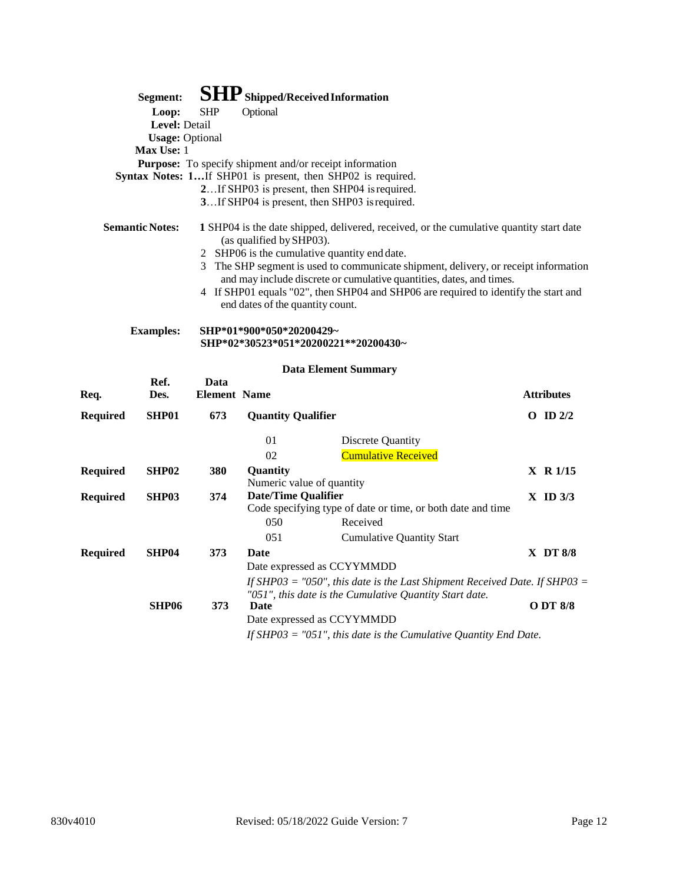**Segment:** **SHP** **Shipped/Received Information**

**Loop:** SHP Optional

**Level:** Detail

**Usage:** Optional

**Max Use:** 1

**Purpose:** To specify shipment and/or receipt information

**Syntax Notes:**
**1**…If SHP01 is present, then SHP02 is required.
**2**…If SHP03 is present, then SHP04 is required.
**3**…If SHP04 is present, then SHP03 is required.

**Semantic Notes:**
**1** SHP04 is the date shipped, delivered, received, or the cumulative quantity start date (as qualified by SHP03).
2 SHP06 is the cumulative quantity end date.
3 The SHP segment is used to communicate shipment, delivery, or receipt information and may include discrete or cumulative quantities, dates, and times.
4 If SHP01 equals "02", then SHP04 and SHP06 are required to identify the start and end dates of the quantity count.

**Examples:**
**SHP*01*900*050*20200429~**
**SHP*02*30523*051*20200221**20200430~**

**Data Element Summary**

| Req. | Ref. Des. | Data Element | Name | | Attributes |
|---|---|---|---|---|---|
| **Required** | **SHP01** | **673** | **Quantity Qualifier** | | **O ID 2/2** |
| | | | 01 | Discrete Quantity | |
| | | | 02 | Cumulative Received | |
| **Required** | **SHP02** | **380** | **Quantity** | | **X R 1/15** |
| | | | Numeric value of quantity | | |
| **Required** | **SHP03** | **374** | **Date/Time Qualifier** | | **X ID 3/3** |
| | | | Code specifying type of date or time, or both date and time | | |
| | | | 050 | Received | |
| | | | 051 | Cumulative Quantity Start | |
| **Required** | **SHP04** | **373** | **Date** | | **X DT 8/8** |
| | | | Date expressed as CCYYMMDD | | |
| | | | *If SHP03 = "050", this date is the Last Shipment Received Date. If SHP03 = "051", this date is the Cumulative Quantity Start date.* | | |
| | **SHP06** | **373** | **Date** | | **O DT 8/8** |
| | | | Date expressed as CCYYMMDD | | |
| | | | *If SHP03 = "051", this date is the Cumulative Quantity End Date.* | | |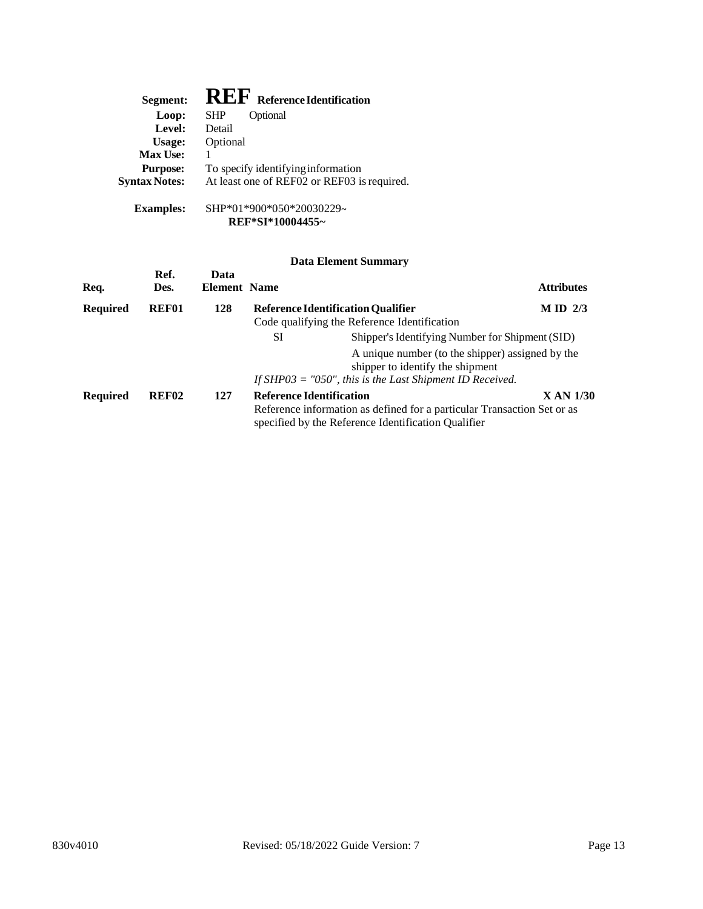**Segment:** **REF** **Reference Identification**

**Loop:** SHP Optional

**Level:** Detail

**Usage:** Optional

**Max Use:** 1

**Purpose:** To specify identifying information

**Syntax Notes:** At least one of REF02 or REF03 is required.

**Examples:** SHP*01*900*050*20030229~
**REF*SI*10004455~**

### Data Element Summary

| Req. | Ref. Des. | Data Element | Name | Attributes |
|---|---|---|---|---|
| **Required** | **REF01** | **128** | **Reference Identification Qualifier**<br>Code qualifying the Reference Identification<br>SI — Shipper's Identifying Number for Shipment (SID)<br>A unique number (to the shipper) assigned by the shipper to identify the shipment<br>*If SHP03 = "050", this is the Last Shipment ID Received.* | **M ID 2/3** |
| **Required** | **REF02** | **127** | **Reference Identification**<br>Reference information as defined for a particular Transaction Set or as specified by the Reference Identification Qualifier | **X AN 1/30** |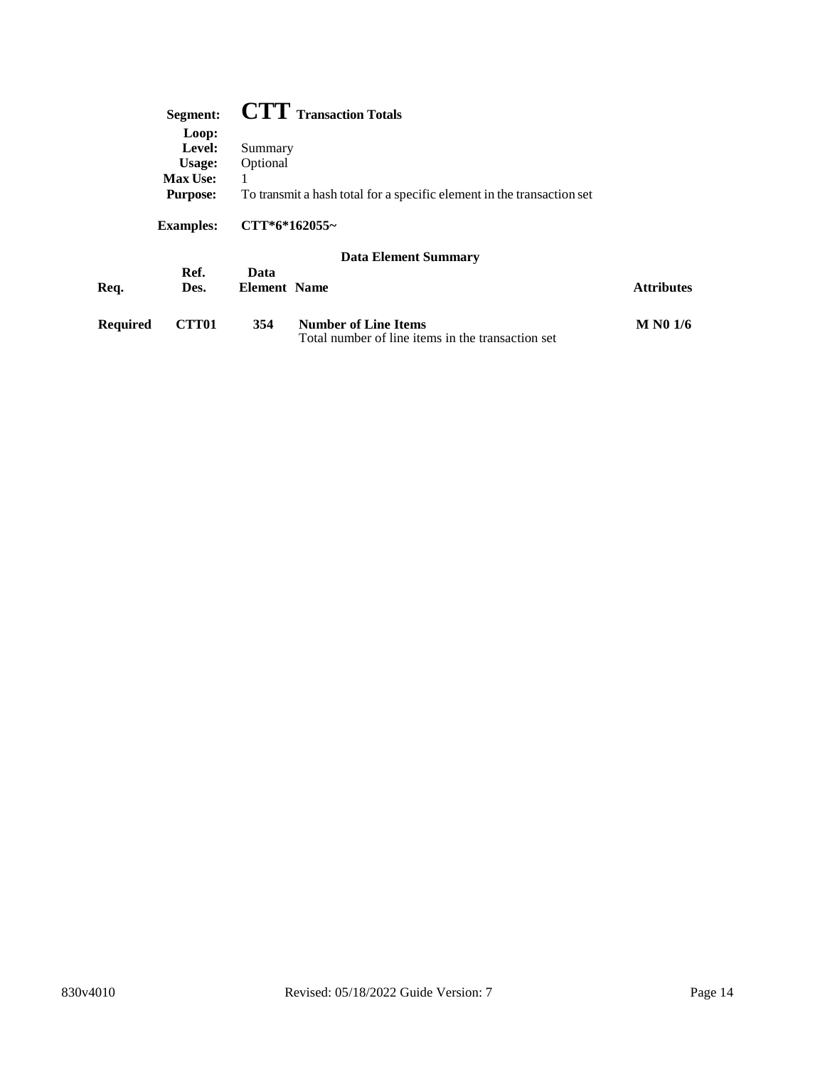**Segment:** **CTT** **Transaction Totals**

**Loop:**

**Level:** Summary

**Usage:** Optional

**Max Use:** 1

**Purpose:** To transmit a hash total for a specific element in the transaction set

**Examples:** **CTT*6*162055~**

### Data Element Summary

| Req. | Ref. Des. | Data Element | Name | Attributes |
|---|---|---|---|---|
| **Required** | **CTT01** | **354** | **Number of Line Items**<br>Total number of line items in the transaction set | **M N0 1/6** |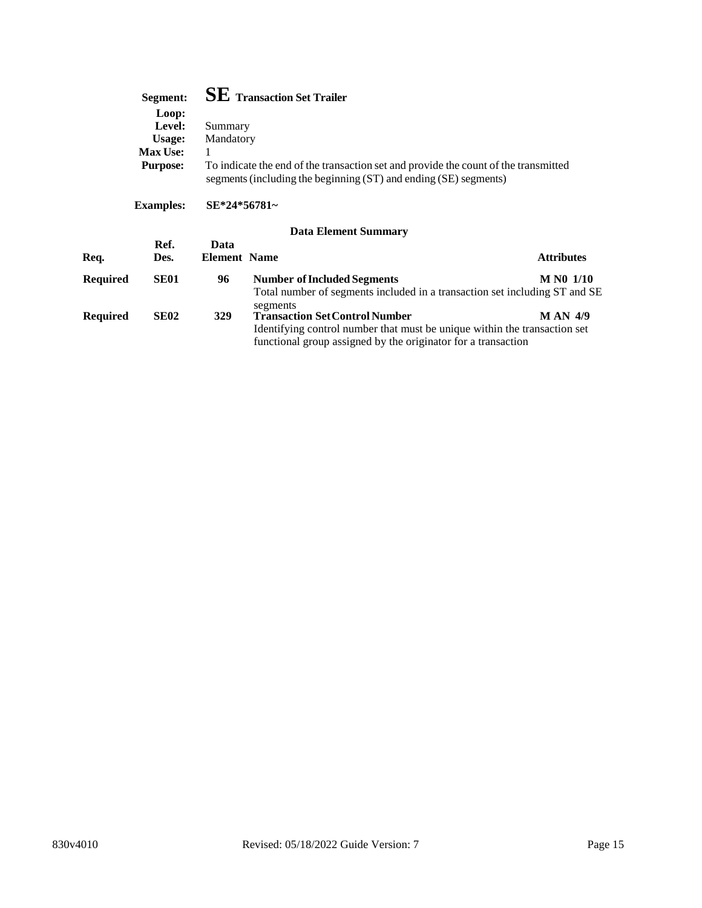**Segment:** **SE** **Transaction Set Trailer**

**Loop:**

**Level:** Summary

**Usage:** Mandatory

**Max Use:** 1

**Purpose:** To indicate the end of the transaction set and provide the count of the transmitted segments (including the beginning (ST) and ending (SE) segments)

**Examples:** **SE*24*56781~**

### Data Element Summary

| Req. | Ref. Des. | Data Element | Name | Attributes |
|---|---|---|---|---|
| **Required** | **SE01** | **96** | **Number of Included Segments**<br>Total number of segments included in a transaction set including ST and SE segments | **M N0 1/10** |
| **Required** | **SE02** | **329** | **Transaction Set Control Number**<br>Identifying control number that must be unique within the transaction set functional group assigned by the originator for a transaction | **M AN 4/9** |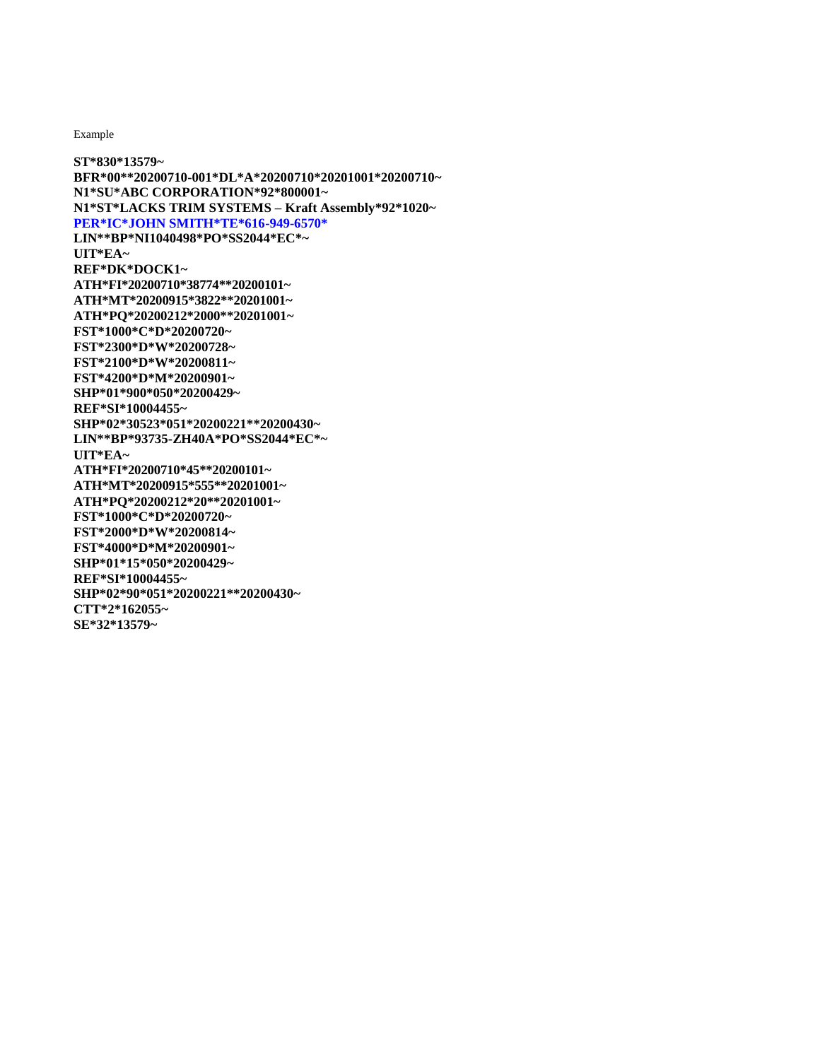Example

```
ST*830*13579~
BFR*00**20200710-001*DL*A*20200710*20201001*20200710~
N1*SU*ABC CORPORATION*92*800001~
N1*ST*LACKS TRIM SYSTEMS – Kraft Assembly*92*1020~
PER*IC*JOHN SMITH*TE*616-949-6570*
LIN**BP*NI1040498*PO*SS2044*EC*~
UIT*EA~
REF*DK*DOCK1~
ATH*FI*20200710*38774**20200101~
ATH*MT*20200915*3822**20201001~
ATH*PQ*20200212*2000**20201001~
FST*1000*C*D*20200720~
FST*2300*D*W*20200728~
FST*2100*D*W*20200811~
FST*4200*D*M*20200901~
SHP*01*900*050*20200429~
REF*SI*10004455~
SHP*02*30523*051*20200221**20200430~
LIN**BP*93735-ZH40A*PO*SS2044*EC*~
UIT*EA~
ATH*FI*20200710*45**20200101~
ATH*MT*20200915*555**20201001~
ATH*PQ*20200212*20**20201001~
FST*1000*C*D*20200720~
FST*2000*D*W*20200814~
FST*4000*D*M*20200901~
SHP*01*15*050*20200429~
REF*SI*10004455~
SHP*02*90*051*20200221**20200430~
CTT*2*162055~
SE*32*13579~
```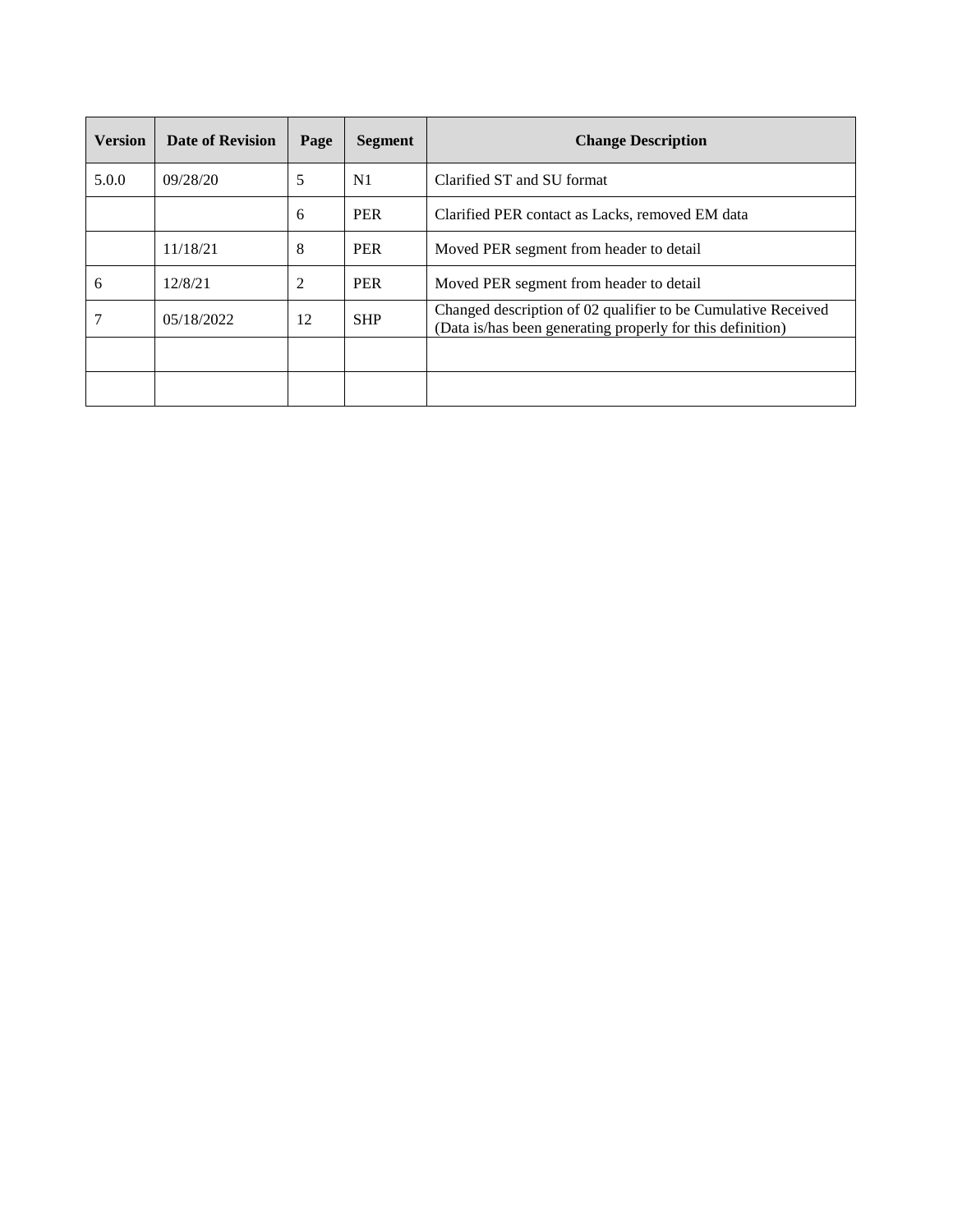| Version | Date of Revision | Page | Segment | Change Description |
|---|---|---|---|---|
| 5.0.0 | 09/28/20 | 5 | N1 | Clarified ST and SU format |
| | | 6 | PER | Clarified PER contact as Lacks, removed EM data |
| | 11/18/21 | 8 | PER | Moved PER segment from header to detail |
| 6 | 12/8/21 | 2 | PER | Moved PER segment from header to detail |
| 7 | 05/18/2022 | 12 | SHP | Changed description of 02 qualifier to be Cumulative Received (Data is/has been generating properly for this definition) |
| | | | | |
| | | | | |